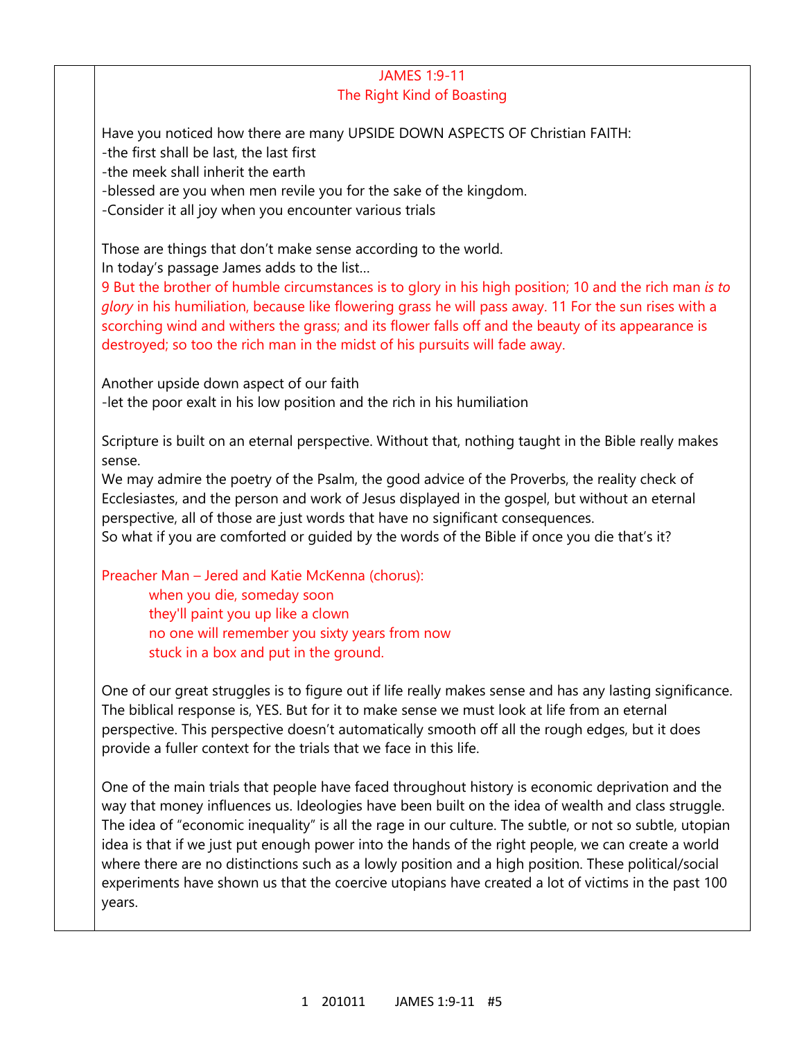# JAMES 1:9-11
## The Right Kind of Boasting

Have you noticed how there are many UPSIDE DOWN ASPECTS OF Christian FAITH:
-the first shall be last, the last first
-the meek shall inherit the earth
-blessed are you when men revile you for the sake of the kingdom.
-Consider it all joy when you encounter various trials

Those are things that don't make sense according to the world.
In today's passage James adds to the list…
9 But the brother of humble circumstances is to glory in his high position; 10 and the rich man *is to glory* in his humiliation, because like flowering grass he will pass away. 11 For the sun rises with a scorching wind and withers the grass; and its flower falls off and the beauty of its appearance is destroyed; so too the rich man in the midst of his pursuits will fade away.

Another upside down aspect of our faith
-let the poor exalt in his low position and the rich in his humiliation

Scripture is built on an eternal perspective. Without that, nothing taught in the Bible really makes sense.
We may admire the poetry of the Psalm, the good advice of the Proverbs, the reality check of Ecclesiastes, and the person and work of Jesus displayed in the gospel, but without an eternal perspective, all of those are just words that have no significant consequences.
So what if you are comforted or guided by the words of the Bible if once you die that's it?

Preacher Man – Jered and Katie McKenna (chorus):

> when you die, someday soon
> they'll paint you up like a clown
> no one will remember you sixty years from now
> stuck in a box and put in the ground.

One of our great struggles is to figure out if life really makes sense and has any lasting significance. The biblical response is, YES. But for it to make sense we must look at life from an eternal perspective. This perspective doesn't automatically smooth off all the rough edges, but it does provide a fuller context for the trials that we face in this life.

One of the main trials that people have faced throughout history is economic deprivation and the way that money influences us. Ideologies have been built on the idea of wealth and class struggle. The idea of "economic inequality" is all the rage in our culture. The subtle, or not so subtle, utopian idea is that if we just put enough power into the hands of the right people, we can create a world where there are no distinctions such as a lowly position and a high position. These political/social experiments have shown us that the coercive utopians have created a lot of victims in the past 100 years.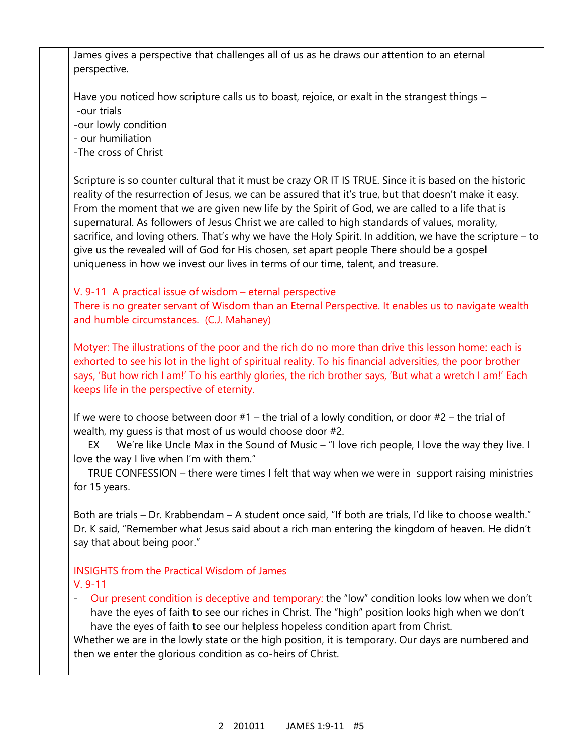James gives a perspective that challenges all of us as he draws our attention to an eternal perspective.

Have you noticed how scripture calls us to boast, rejoice, or exalt in the strangest things –
-our trials
-our lowly condition
- our humiliation
-The cross of Christ

Scripture is so counter cultural that it must be crazy OR IT IS TRUE. Since it is based on the historic reality of the resurrection of Jesus, we can be assured that it's true, but that doesn't make it easy. From the moment that we are given new life by the Spirit of God, we are called to a life that is supernatural. As followers of Jesus Christ we are called to high standards of values, morality, sacrifice, and loving others. That's why we have the Holy Spirit. In addition, we have the scripture – to give us the revealed will of God for His chosen, set apart people There should be a gospel uniqueness in how we invest our lives in terms of our time, talent, and treasure.

V. 9-11 A practical issue of wisdom – eternal perspective
There is no greater servant of Wisdom than an Eternal Perspective. It enables us to navigate wealth and humble circumstances. (C.J. Mahaney)

Motyer: The illustrations of the poor and the rich do no more than drive this lesson home: each is exhorted to see his lot in the light of spiritual reality. To his financial adversities, the poor brother says, 'But how rich I am!' To his earthly glories, the rich brother says, 'But what a wretch I am!' Each keeps life in the perspective of eternity.

If we were to choose between door #1 – the trial of a lowly condition, or door #2 – the trial of wealth, my guess is that most of us would choose door #2.
EX We're like Uncle Max in the Sound of Music – "I love rich people, I love the way they live. I love the way I live when I'm with them."
TRUE CONFESSION – there were times I felt that way when we were in support raising ministries for 15 years.

Both are trials – Dr. Krabbendam – A student once said, "If both are trials, I'd like to choose wealth." Dr. K said, "Remember what Jesus said about a rich man entering the kingdom of heaven. He didn't say that about being poor."

INSIGHTS from the Practical Wisdom of James
V. 9-11

- Our present condition is deceptive and temporary: the "low" condition looks low when we don't have the eyes of faith to see our riches in Christ. The "high" position looks high when we don't have the eyes of faith to see our helpless hopeless condition apart from Christ.

Whether we are in the lowly state or the high position, it is temporary. Our days are numbered and then we enter the glorious condition as co-heirs of Christ.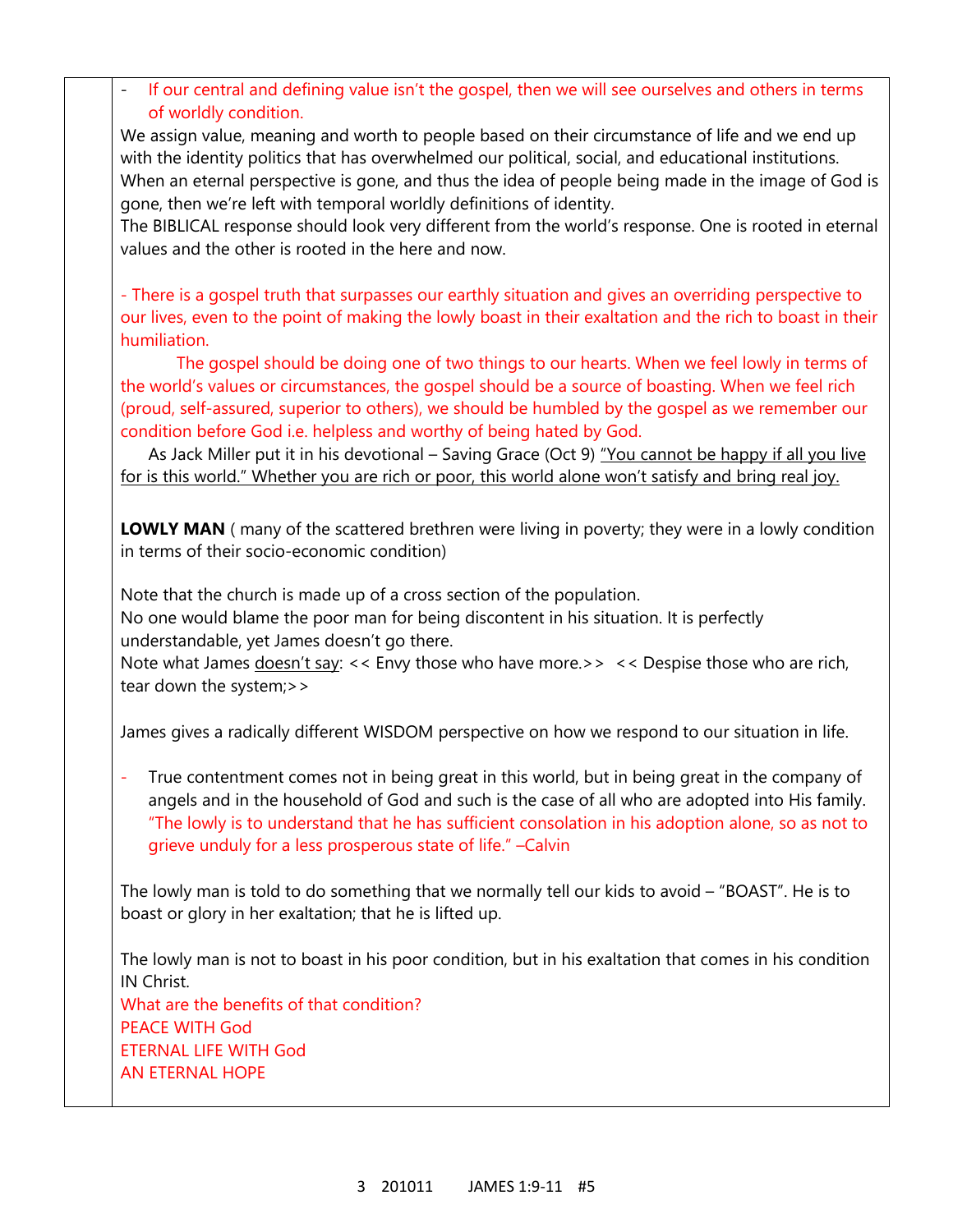- If our central and defining value isn't the gospel, then we will see ourselves and others in terms of worldly condition.

We assign value, meaning and worth to people based on their circumstance of life and we end up with the identity politics that has overwhelmed our political, social, and educational institutions. When an eternal perspective is gone, and thus the idea of people being made in the image of God is gone, then we're left with temporal worldly definitions of identity.
The BIBLICAL response should look very different from the world's response. One is rooted in eternal values and the other is rooted in the here and now.

- There is a gospel truth that surpasses our earthly situation and gives an overriding perspective to our lives, even to the point of making the lowly boast in their exaltation and the rich to boast in their humiliation.

The gospel should be doing one of two things to our hearts. When we feel lowly in terms of the world's values or circumstances, the gospel should be a source of boasting. When we feel rich (proud, self-assured, superior to others), we should be humbled by the gospel as we remember our condition before God i.e. helpless and worthy of being hated by God.

As Jack Miller put it in his devotional – Saving Grace (Oct 9) "You cannot be happy if all you live for is this world." Whether you are rich or poor, this world alone won't satisfy and bring real joy.

**LOWLY MAN** ( many of the scattered brethren were living in poverty; they were in a lowly condition in terms of their socio-economic condition)

Note that the church is made up of a cross section of the population.
No one would blame the poor man for being discontent in his situation. It is perfectly understandable, yet James doesn't go there.
Note what James doesn't say: << Envy those who have more.>> << Despise those who are rich, tear down the system;>>

James gives a radically different WISDOM perspective on how we respond to our situation in life.

- True contentment comes not in being great in this world, but in being great in the company of angels and in the household of God and such is the case of all who are adopted into His family. "The lowly is to understand that he has sufficient consolation in his adoption alone, so as not to grieve unduly for a less prosperous state of life." –Calvin

The lowly man is told to do something that we normally tell our kids to avoid – "BOAST". He is to boast or glory in her exaltation; that he is lifted up.

The lowly man is not to boast in his poor condition, but in his exaltation that comes in his condition IN Christ.
What are the benefits of that condition?
PEACE WITH God
ETERNAL LIFE WITH God
AN ETERNAL HOPE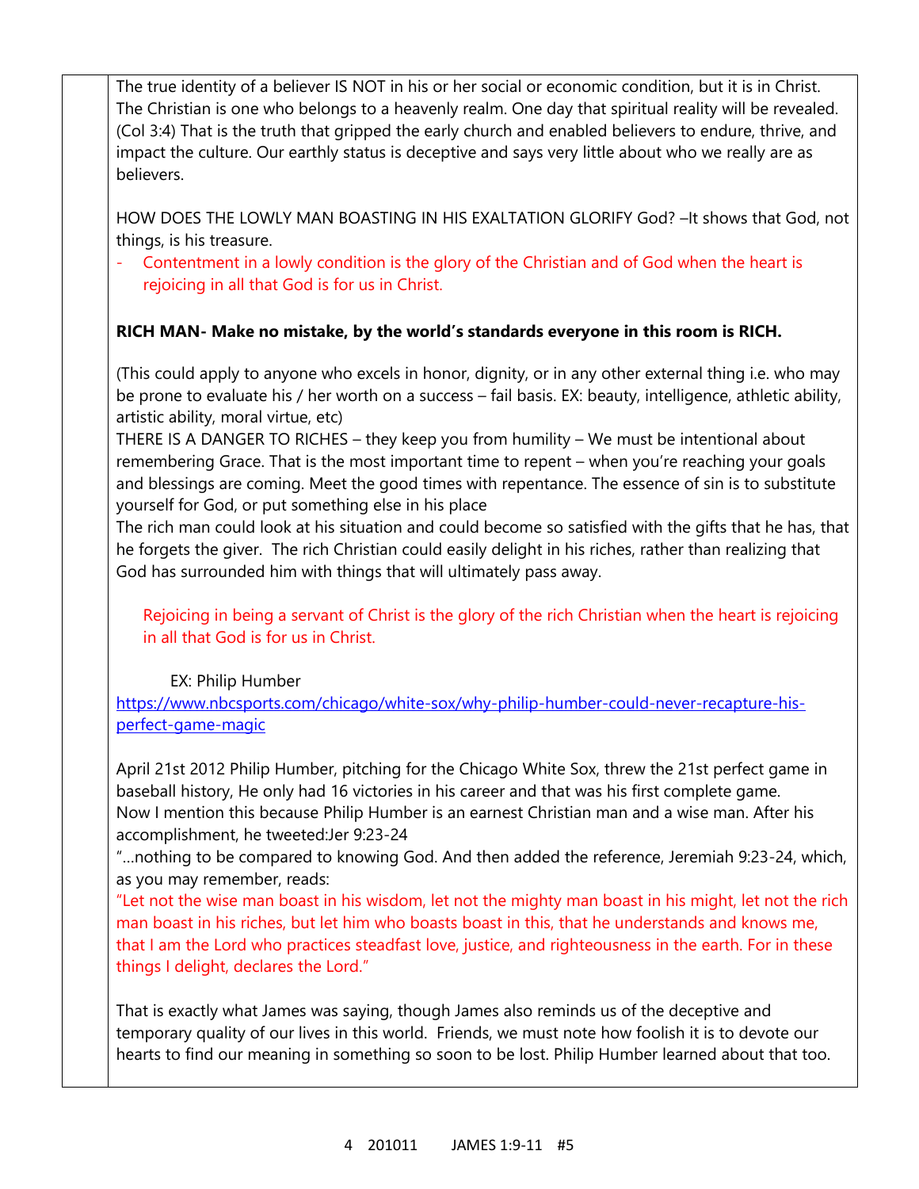The true identity of a believer IS NOT in his or her social or economic condition, but it is in Christ. The Christian is one who belongs to a heavenly realm. One day that spiritual reality will be revealed. (Col 3:4) That is the truth that gripped the early church and enabled believers to endure, thrive, and impact the culture. Our earthly status is deceptive and says very little about who we really are as believers.

HOW DOES THE LOWLY MAN BOASTING IN HIS EXALTATION GLORIFY God? –It shows that God, not things, is his treasure.

- Contentment in a lowly condition is the glory of the Christian and of God when the heart is rejoicing in all that God is for us in Christ.

**RICH MAN- Make no mistake, by the world's standards everyone in this room is RICH.**

(This could apply to anyone who excels in honor, dignity, or in any other external thing i.e. who may be prone to evaluate his / her worth on a success – fail basis. EX: beauty, intelligence, athletic ability, artistic ability, moral virtue, etc)
THERE IS A DANGER TO RICHES – they keep you from humility – We must be intentional about remembering Grace. That is the most important time to repent – when you're reaching your goals and blessings are coming. Meet the good times with repentance. The essence of sin is to substitute yourself for God, or put something else in his place
The rich man could look at his situation and could become so satisfied with the gifts that he has, that he forgets the giver. The rich Christian could easily delight in his riches, rather than realizing that God has surrounded him with things that will ultimately pass away.

Rejoicing in being a servant of Christ is the glory of the rich Christian when the heart is rejoicing in all that God is for us in Christ.

EX: Philip Humber
https://www.nbcsports.com/chicago/white-sox/why-philip-humber-could-never-recapture-his-perfect-game-magic

April 21st 2012 Philip Humber, pitching for the Chicago White Sox, threw the 21st perfect game in baseball history, He only had 16 victories in his career and that was his first complete game.
Now I mention this because Philip Humber is an earnest Christian man and a wise man. After his accomplishment, he tweeted:Jer 9:23-24
"...nothing to be compared to knowing God. And then added the reference, Jeremiah 9:23-24, which, as you may remember, reads:
"Let not the wise man boast in his wisdom, let not the mighty man boast in his might, let not the rich man boast in his riches, but let him who boasts boast in this, that he understands and knows me, that I am the Lord who practices steadfast love, justice, and righteousness in the earth. For in these things I delight, declares the Lord."

That is exactly what James was saying, though James also reminds us of the deceptive and temporary quality of our lives in this world. Friends, we must note how foolish it is to devote our hearts to find our meaning in something so soon to be lost. Philip Humber learned about that too.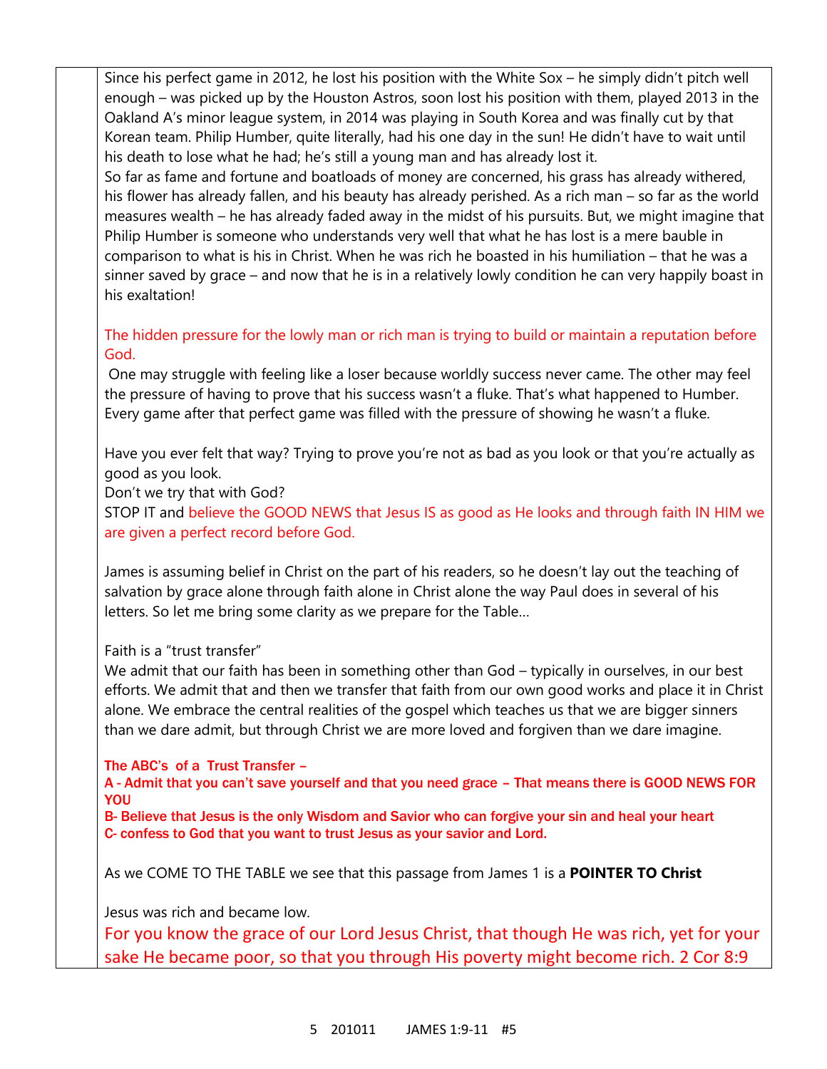Since his perfect game in 2012, he lost his position with the White Sox – he simply didn't pitch well enough – was picked up by the Houston Astros, soon lost his position with them, played 2013 in the Oakland A's minor league system, in 2014 was playing in South Korea and was finally cut by that Korean team. Philip Humber, quite literally, had his one day in the sun! He didn't have to wait until his death to lose what he had; he's still a young man and has already lost it.

So far as fame and fortune and boatloads of money are concerned, his grass has already withered, his flower has already fallen, and his beauty has already perished. As a rich man – so far as the world measures wealth – he has already faded away in the midst of his pursuits. But, we might imagine that Philip Humber is someone who understands very well that what he has lost is a mere bauble in comparison to what is his in Christ. When he was rich he boasted in his humiliation – that he was a sinner saved by grace – and now that he is in a relatively lowly condition he can very happily boast in his exaltation!

The hidden pressure for the lowly man or rich man is trying to build or maintain a reputation before God.

One may struggle with feeling like a loser because worldly success never came. The other may feel the pressure of having to prove that his success wasn't a fluke. That's what happened to Humber. Every game after that perfect game was filled with the pressure of showing he wasn't a fluke.

Have you ever felt that way? Trying to prove you're not as bad as you look or that you're actually as good as you look.

Don't we try that with God?

STOP IT and believe the GOOD NEWS that Jesus IS as good as He looks and through faith IN HIM we are given a perfect record before God.

James is assuming belief in Christ on the part of his readers, so he doesn't lay out the teaching of salvation by grace alone through faith alone in Christ alone the way Paul does in several of his letters. So let me bring some clarity as we prepare for the Table…

Faith is a "trust transfer"

We admit that our faith has been in something other than God – typically in ourselves, in our best efforts. We admit that and then we transfer that faith from our own good works and place it in Christ alone. We embrace the central realities of the gospel which teaches us that we are bigger sinners than we dare admit, but through Christ we are more loved and forgiven than we dare imagine.

**The ABC's of a Trust Transfer –**

**A - Admit that you can't save yourself and that you need grace – That means there is GOOD NEWS FOR YOU**

**B- Believe that Jesus is the only Wisdom and Savior who can forgive your sin and heal your heart**

**C- confess to God that you want to trust Jesus as your savior and Lord.**

As we COME TO THE TABLE we see that this passage from James 1 is a **POINTER TO Christ**

Jesus was rich and became low.

For you know the grace of our Lord Jesus Christ, that though He was rich, yet for your sake He became poor, so that you through His poverty might become rich. 2 Cor 8:9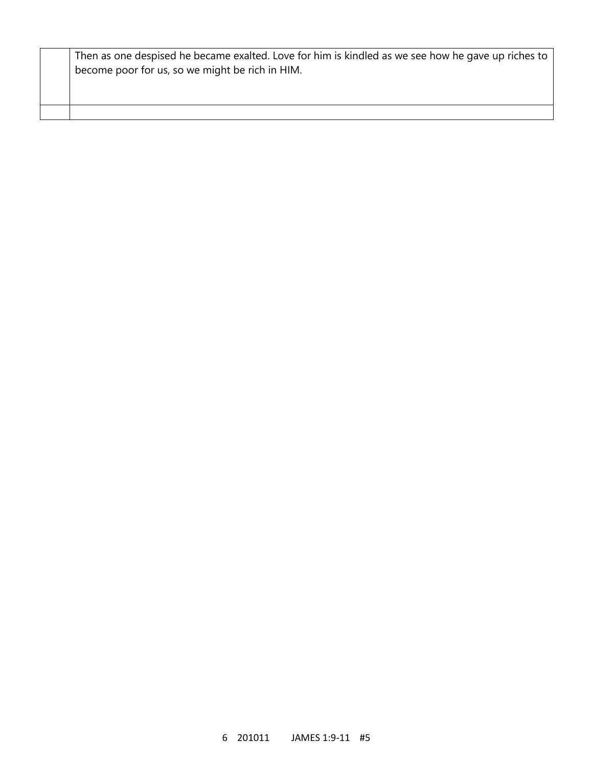| | |
|---|---|
| | Then as one despised he became exalted. Love for him is kindled as we see how he gave up riches to become poor for us, so we might be rich in HIM. |
| | |